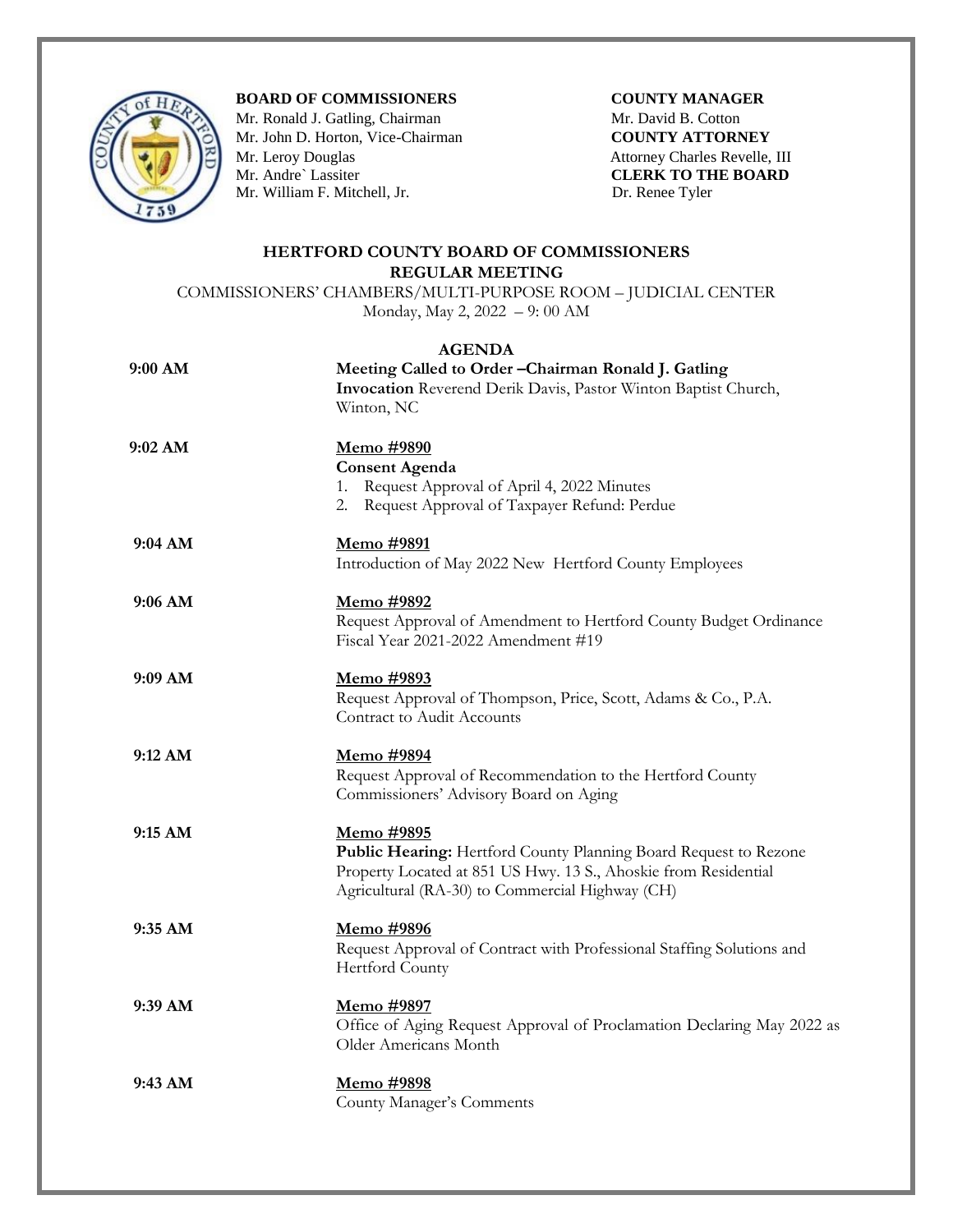**BOARD OF COMMISSIONERS**
Mr. Ronald J. Gatling, Chairman
Mr. John D. Horton, Vice-Chairman
Mr. Leroy Douglas
Mr. Andre` Lassiter
Mr. William F. Mitchell, Jr.

**COUNTY MANAGER**
Mr. David B. Cotton
**COUNTY ATTORNEY**
Attorney Charles Revelle, III
**CLERK TO THE BOARD**
Dr. Renee Tyler

# HERTFORD COUNTY BOARD OF COMMISSIONERS
## REGULAR MEETING

COMMISSIONERS' CHAMBERS/MULTI-PURPOSE ROOM – JUDICIAL CENTER
Monday, May 2, 2022 – 9: 00 AM

## AGENDA

| Time | Item |
|---|---|
| **9:00 AM** | **Meeting Called to Order –Chairman Ronald J. Gatling** <br> **Invocation** Reverend Derik Davis, Pastor Winton Baptist Church, Winton, NC |
| **9:02 AM** | **Memo #9890** <br> **Consent Agenda** <br> 1. Request Approval of April 4, 2022 Minutes <br> 2. Request Approval of Taxpayer Refund: Perdue |
| **9:04 AM** | **Memo #9891** <br> Introduction of May 2022 New Hertford County Employees |
| **9:06 AM** | **Memo #9892** <br> Request Approval of Amendment to Hertford County Budget Ordinance Fiscal Year 2021-2022 Amendment #19 |
| **9:09 AM** | **Memo #9893** <br> Request Approval of Thompson, Price, Scott, Adams & Co., P.A. Contract to Audit Accounts |
| **9:12 AM** | **Memo #9894** <br> Request Approval of Recommendation to the Hertford County Commissioners' Advisory Board on Aging |
| **9:15 AM** | **Memo #9895** <br> **Public Hearing:** Hertford County Planning Board Request to Rezone Property Located at 851 US Hwy. 13 S., Ahoskie from Residential Agricultural (RA-30) to Commercial Highway (CH) |
| **9:35 AM** | **Memo #9896** <br> Request Approval of Contract with Professional Staffing Solutions and Hertford County |
| **9:39 AM** | **Memo #9897** <br> Office of Aging Request Approval of Proclamation Declaring May 2022 as Older Americans Month |
| **9:43 AM** | **Memo #9898** <br> County Manager's Comments |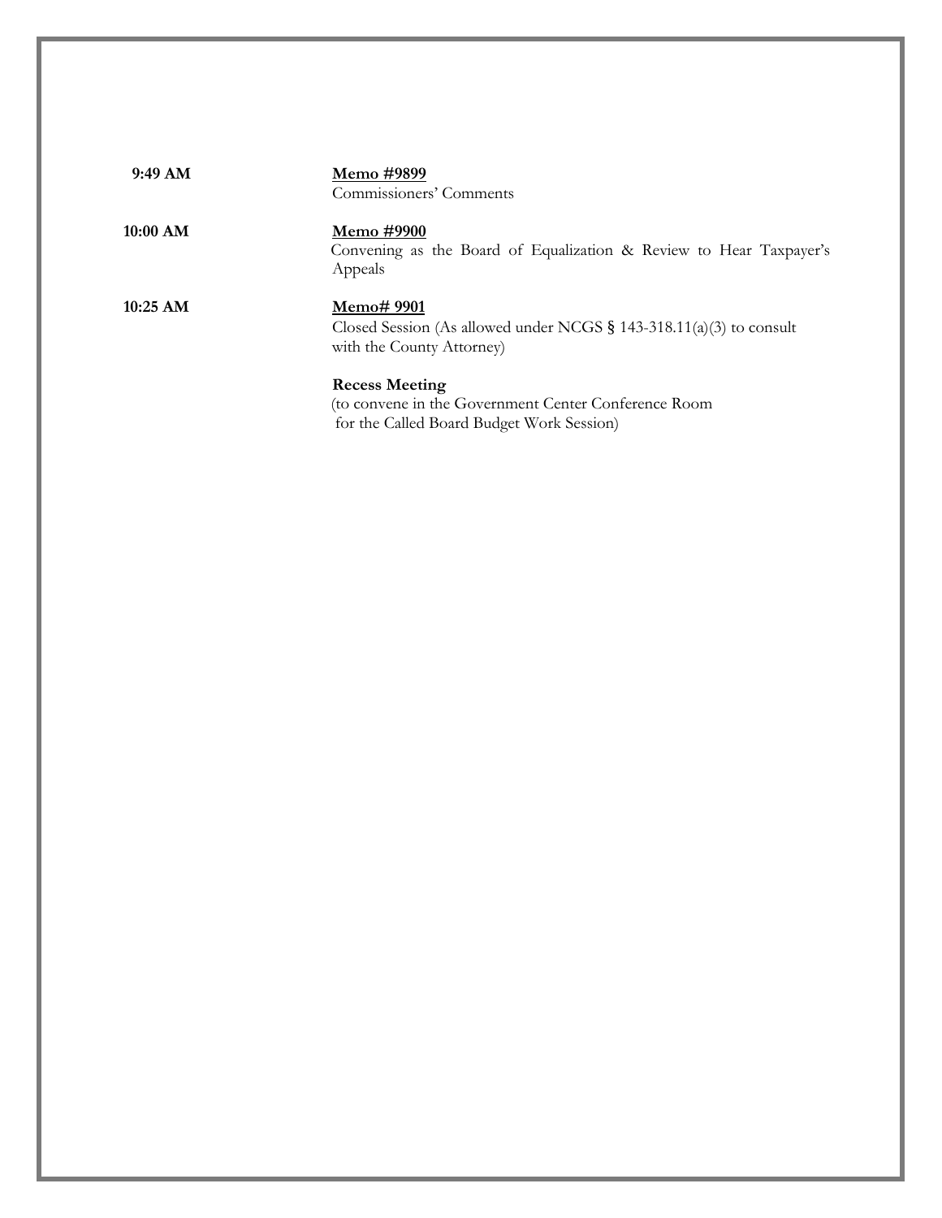| | |
|---|---|
| **9:49 AM** | **Memo #9899**<br>Commissioners' Comments |
| **10:00 AM** | **Memo #9900**<br>Convening as the Board of Equalization & Review to Hear Taxpayer's Appeals |
| **10:25 AM** | **Memo# 9901**<br>Closed Session (As allowed under NCGS § 143-318.11(a)(3) to consult with the County Attorney) |
| | **Recess Meeting**<br>(to convene in the Government Center Conference Room for the Called Board Budget Work Session) |